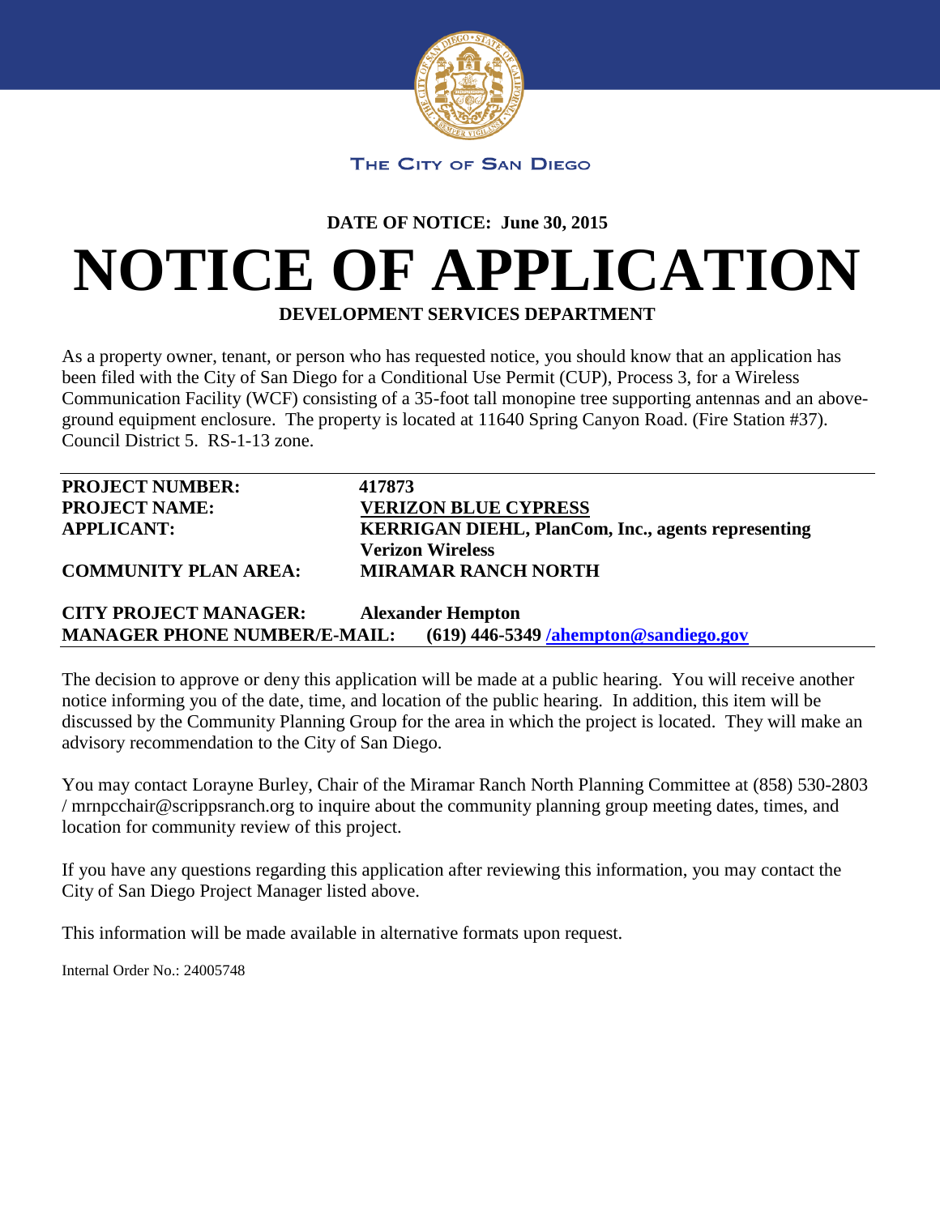THE CITY OF SAN DIEGO

**DATE OF NOTICE: June 30, 2015**

# NOTICE OF APPLICATION

**DEVELOPMENT SERVICES DEPARTMENT**

As a property owner, tenant, or person who has requested notice, you should know that an application has been filed with the City of San Diego for a Conditional Use Permit (CUP), Process 3, for a Wireless Communication Facility (WCF) consisting of a 35-foot tall monopine tree supporting antennas and an above-ground equipment enclosure. The property is located at 11640 Spring Canyon Road. (Fire Station #37). Council District 5. RS-1-13 zone.

---

**PROJECT NUMBER:** **417873**
**PROJECT NAME:** **VERIZON BLUE CYPRESS**
**APPLICANT:** **KERRIGAN DIEHL, PlanCom, Inc., agents representing Verizon Wireless**
**COMMUNITY PLAN AREA:** **MIRAMAR RANCH NORTH**

**CITY PROJECT MANAGER:** **Alexander Hempton**
**MANAGER PHONE NUMBER/E-MAIL:** **(619) 446-5349 /ahempton@sandiego.gov**

---

The decision to approve or deny this application will be made at a public hearing. You will receive another notice informing you of the date, time, and location of the public hearing. In addition, this item will be discussed by the Community Planning Group for the area in which the project is located. They will make an advisory recommendation to the City of San Diego.

You may contact Lorayne Burley, Chair of the Miramar Ranch North Planning Committee at (858) 530-2803 / mrnpcchair@scrippsranch.org to inquire about the community planning group meeting dates, times, and location for community review of this project.

If you have any questions regarding this application after reviewing this information, you may contact the City of San Diego Project Manager listed above.

This information will be made available in alternative formats upon request.

Internal Order No.: 24005748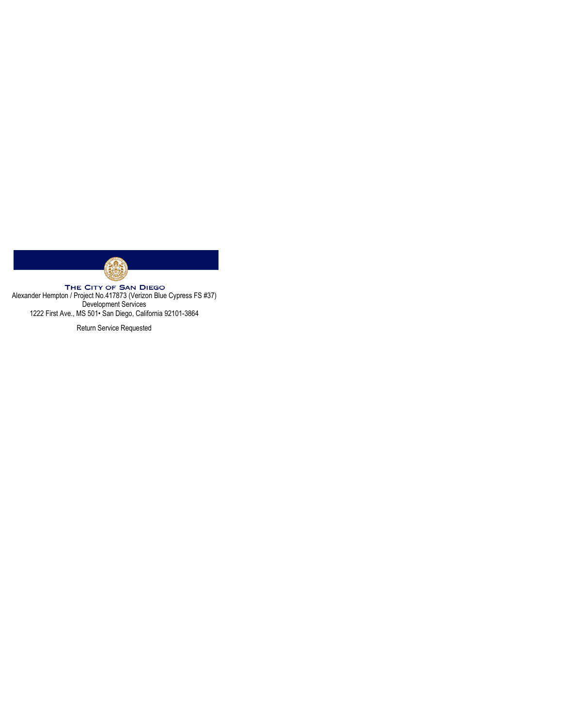THE CITY OF SAN DIEGO

Alexander Hempton / Project No.417873 (Verizon Blue Cypress FS #37)
Development Services
1222 First Ave., MS 501• San Diego, California 92101-3864

Return Service Requested